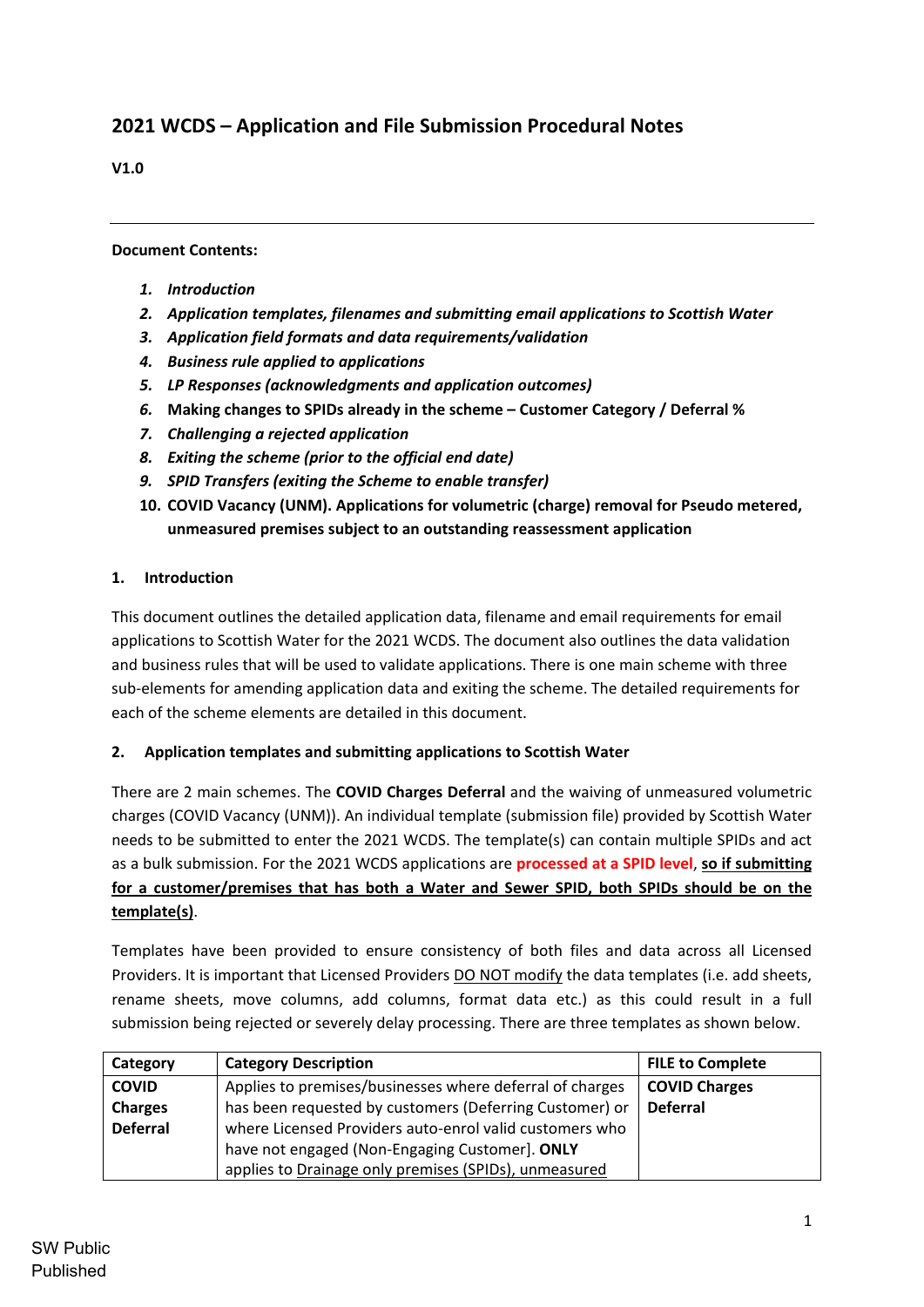## 2021 WCDS – Application and File Submission Procedural Notes

**V1.0**

---

**Document Contents:**

1. *Introduction*
2. *Application templates, filenames and submitting email applications to Scottish Water*
3. *Application field formats and data requirements/validation*
4. *Business rule applied to applications*
5. *LP Responses (acknowledgments and application outcomes)*
6. **Making changes to SPIDs already in the scheme – Customer Category / Deferral %**
7. *Challenging a rejected application*
8. *Exiting the scheme (prior to the official end date)*
9. *SPID Transfers (exiting the Scheme to enable transfer)*
10. **COVID Vacancy (UNM). Applications for volumetric (charge) removal for Pseudo metered, unmeasured premises subject to an outstanding reassessment application**

### 1. Introduction

This document outlines the detailed application data, filename and email requirements for email applications to Scottish Water for the 2021 WCDS. The document also outlines the data validation and business rules that will be used to validate applications. There is one main scheme with three sub-elements for amending application data and exiting the scheme. The detailed requirements for each of the scheme elements are detailed in this document.

### 2. Application templates and submitting applications to Scottish Water

There are 2 main schemes. The **COVID Charges Deferral** and the waiving of unmeasured volumetric charges (COVID Vacancy (UNM)). An individual template (submission file) provided by Scottish Water needs to be submitted to enter the 2021 WCDS. The template(s) can contain multiple SPIDs and act as a bulk submission. For the 2021 WCDS applications are **processed at a SPID level**, **<u>so if submitting for a customer/premises that has both a Water and Sewer SPID, both SPIDs should be on the template(s)</u>**.

Templates have been provided to ensure consistency of both files and data across all Licensed Providers. It is important that Licensed Providers <u>DO NOT modify</u> the data templates (i.e. add sheets, rename sheets, move columns, add columns, format data etc.) as this could result in a full submission being rejected or severely delay processing. There are three templates as shown below.

| Category | Category Description | FILE to Complete |
|---|---|---|
| **COVID Charges Deferral** | Applies to premises/businesses where deferral of charges has been requested by customers (Deferring Customer) or where Licensed Providers auto-enrol valid customers who have not engaged (Non-Engaging Customer]. **ONLY** applies to <u>Drainage only premises (SPIDs), unmeasured</u> | **COVID Charges Deferral** |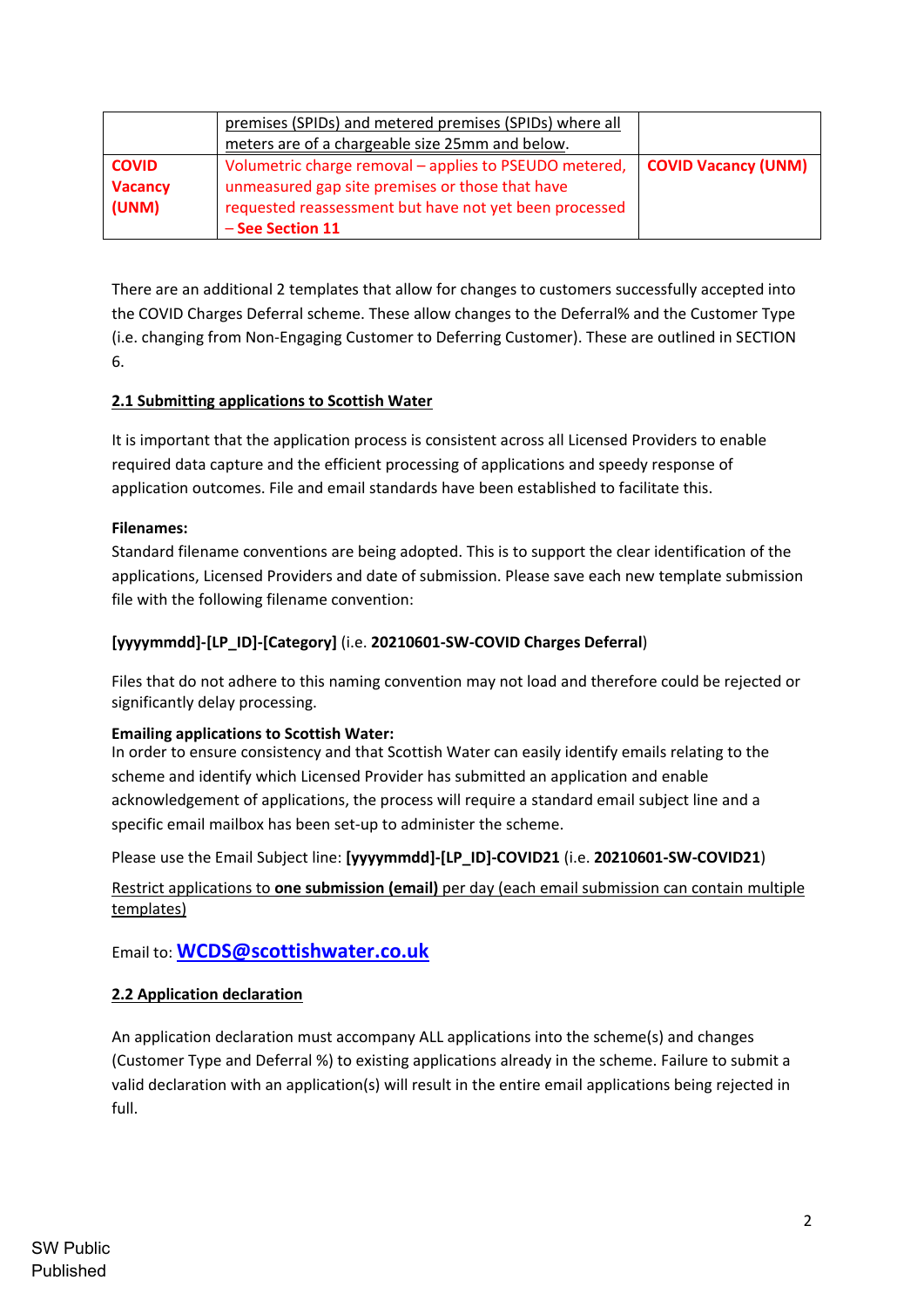| | | |
|---|---|---|
| | premises (SPIDs) and metered premises (SPIDs) where all meters are of a chargeable size 25mm and below. | |
| **COVID Vacancy (UNM)** | Volumetric charge removal – applies to PSEUDO metered, unmeasured gap site premises or those that have requested reassessment but have not yet been processed – **See Section 11** | **COVID Vacancy (UNM)** |

There are an additional 2 templates that allow for changes to customers successfully accepted into the COVID Charges Deferral scheme. These allow changes to the Deferral% and the Customer Type (i.e. changing from Non-Engaging Customer to Deferring Customer). These are outlined in SECTION 6.

## 2.1 Submitting applications to Scottish Water

It is important that the application process is consistent across all Licensed Providers to enable required data capture and the efficient processing of applications and speedy response of application outcomes. File and email standards have been established to facilitate this.

**Filenames:**

Standard filename conventions are being adopted. This is to support the clear identification of the applications, Licensed Providers and date of submission. Please save each new template submission file with the following filename convention:

**[yyyymmdd]-[LP_ID]-[Category]** (i.e. **20210601-SW-COVID Charges Deferral**)

Files that do not adhere to this naming convention may not load and therefore could be rejected or significantly delay processing.

**Emailing applications to Scottish Water:**

In order to ensure consistency and that Scottish Water can easily identify emails relating to the scheme and identify which Licensed Provider has submitted an application and enable acknowledgement of applications, the process will require a standard email subject line and a specific email mailbox has been set-up to administer the scheme.

Please use the Email Subject line: **[yyyymmdd]-[LP_ID]-COVID21** (i.e. **20210601-SW-COVID21**)

Restrict applications to **one submission (email)** per day (each email submission can contain multiple templates)

Email to: **WCDS@scottishwater.co.uk**

## 2.2 Application declaration

An application declaration must accompany ALL applications into the scheme(s) and changes (Customer Type and Deferral %) to existing applications already in the scheme. Failure to submit a valid declaration with an application(s) will result in the entire email applications being rejected in full.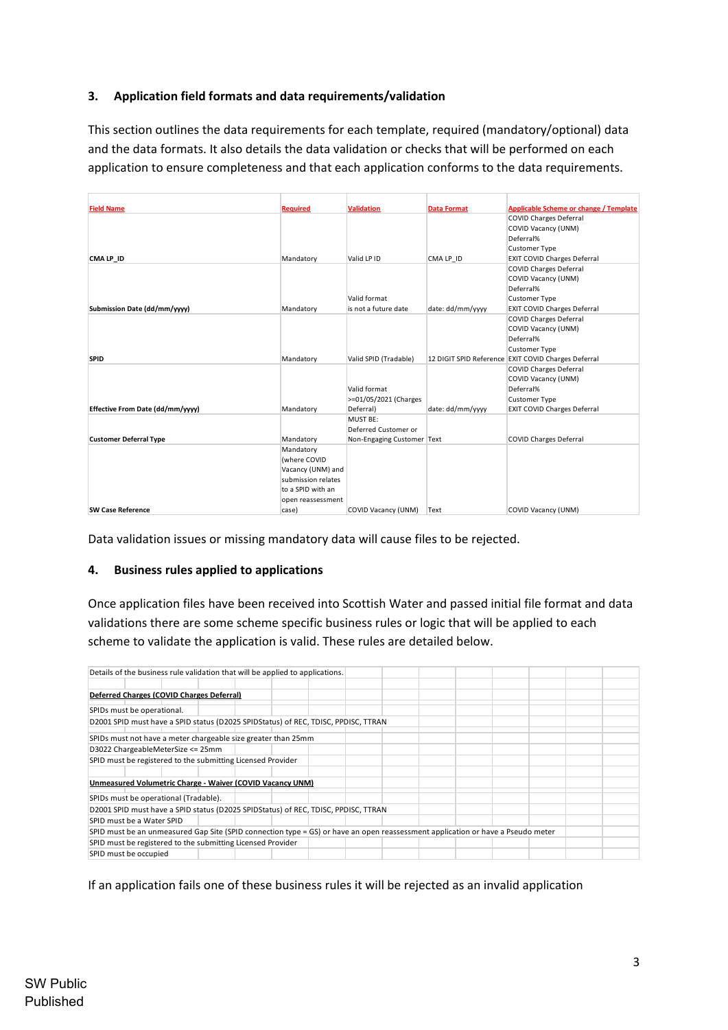## 3. Application field formats and data requirements/validation

This section outlines the data requirements for each template, required (mandatory/optional) data and the data formats. It also details the data validation or checks that will be performed on each application to ensure completeness and that each application conforms to the data requirements.

| Field Name | Required | Validation | Data Format | Applicable Scheme or change / Template |
|---|---|---|---|---|
| CMA LP_ID | Mandatory | Valid LP ID | CMA LP_ID | COVID Charges Deferral<br>COVID Vacancy (UNM)<br>Deferral%<br>Customer Type<br>EXIT COVID Charges Deferral |
| Submission Date (dd/mm/yyyy) | Mandatory | Valid format<br>is not a future date | date: dd/mm/yyyy | COVID Charges Deferral<br>COVID Vacancy (UNM)<br>Deferral%<br>Customer Type<br>EXIT COVID Charges Deferral |
| SPID | Mandatory | Valid SPID (Tradable) | 12 DIGIT SPID Reference | COVID Charges Deferral<br>COVID Vacancy (UNM)<br>Deferral%<br>Customer Type<br>EXIT COVID Charges Deferral |
| Effective From Date (dd/mm/yyyy) | Mandatory | Valid format<br>>=01/05/2021 (Charges Deferral) | date: dd/mm/yyyy | COVID Charges Deferral<br>COVID Vacancy (UNM)<br>Deferral%<br>Customer Type<br>EXIT COVID Charges Deferral |
| Customer Deferral Type | Mandatory | MUST BE:<br>Deferred Customer or Non-Engaging Customer | Text | COVID Charges Deferral |
| SW Case Reference | Mandatory (where COVID Vacancy (UNM) and submission relates to a SPID with an open reassessment case) | COVID Vacancy (UNM) | Text | COVID Vacancy (UNM) |

Data validation issues or missing mandatory data will cause files to be rejected.

## 4. Business rules applied to applications

Once application files have been received into Scottish Water and passed initial file format and data validations there are some scheme specific business rules or logic that will be applied to each scheme to validate the application is valid. These rules are detailed below.

| Details of the business rule validation that will be applied to applications. |
|---|
| **Deferred Charges (COVID Charges Deferral)** |
| SPIDs must be operational. |
| D2001 SPID must have a SPID status (D2025 SPIDStatus) of REC, TDISC, PPDISC, TTRAN |
| SPIDs must not have a meter chargeable size greater than 25mm |
| D3022 ChargeableMeterSize <= 25mm |
| SPID must be registered to the submitting Licensed Provider |
| **Unmeasured Volumetric Charge - Waiver (COVID Vacancy UNM)** |
| SPIDs must be operational (Tradable). |
| D2001 SPID must have a SPID status (D2025 SPIDStatus) of REC, TDISC, PPDISC, TTRAN |
| SPID must be a Water SPID |
| SPID must be an unmeasured Gap Site (SPID connection type = GS) or have an open reassessment application or have a Pseudo meter |
| SPID must be registered to the submitting Licensed Provider |
| SPID must be occupied |

If an application fails one of these business rules it will be rejected as an invalid application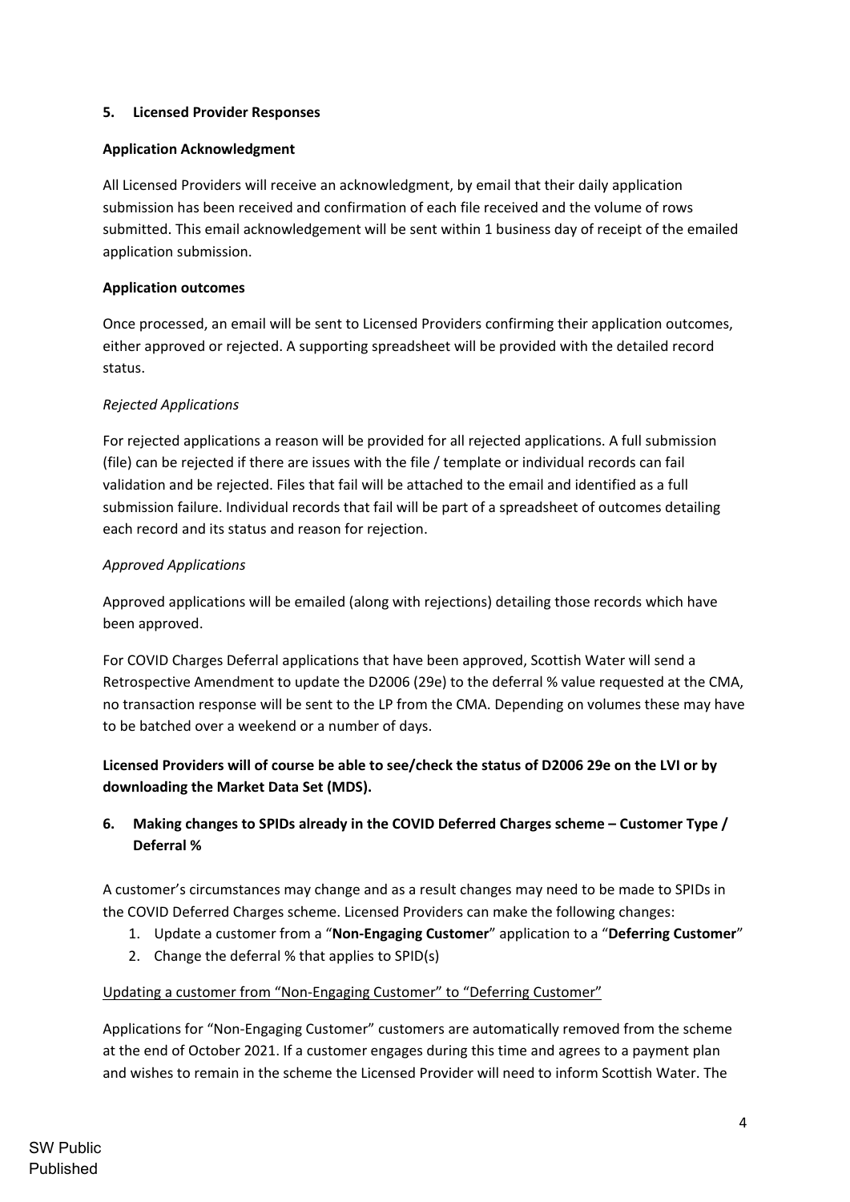## 5. Licensed Provider Responses

**Application Acknowledgment**

All Licensed Providers will receive an acknowledgment, by email that their daily application submission has been received and confirmation of each file received and the volume of rows submitted. This email acknowledgement will be sent within 1 business day of receipt of the emailed application submission.

**Application outcomes**

Once processed, an email will be sent to Licensed Providers confirming their application outcomes, either approved or rejected. A supporting spreadsheet will be provided with the detailed record status.

*Rejected Applications*

For rejected applications a reason will be provided for all rejected applications. A full submission (file) can be rejected if there are issues with the file / template or individual records can fail validation and be rejected. Files that fail will be attached to the email and identified as a full submission failure. Individual records that fail will be part of a spreadsheet of outcomes detailing each record and its status and reason for rejection.

*Approved Applications*

Approved applications will be emailed (along with rejections) detailing those records which have been approved.

For COVID Charges Deferral applications that have been approved, Scottish Water will send a Retrospective Amendment to update the D2006 (29e) to the deferral % value requested at the CMA, no transaction response will be sent to the LP from the CMA. Depending on volumes these may have to be batched over a weekend or a number of days.

**Licensed Providers will of course be able to see/check the status of D2006 29e on the LVI or by downloading the Market Data Set (MDS).**

## 6. Making changes to SPIDs already in the COVID Deferred Charges scheme – Customer Type / Deferral %

A customer's circumstances may change and as a result changes may need to be made to SPIDs in the COVID Deferred Charges scheme. Licensed Providers can make the following changes:

1. Update a customer from a "**Non-Engaging Customer**" application to a "**Deferring Customer**"
2. Change the deferral % that applies to SPID(s)

<u>Updating a customer from "Non-Engaging Customer" to "Deferring Customer"</u>

Applications for "Non-Engaging Customer" customers are automatically removed from the scheme at the end of October 2021. If a customer engages during this time and agrees to a payment plan and wishes to remain in the scheme the Licensed Provider will need to inform Scottish Water. The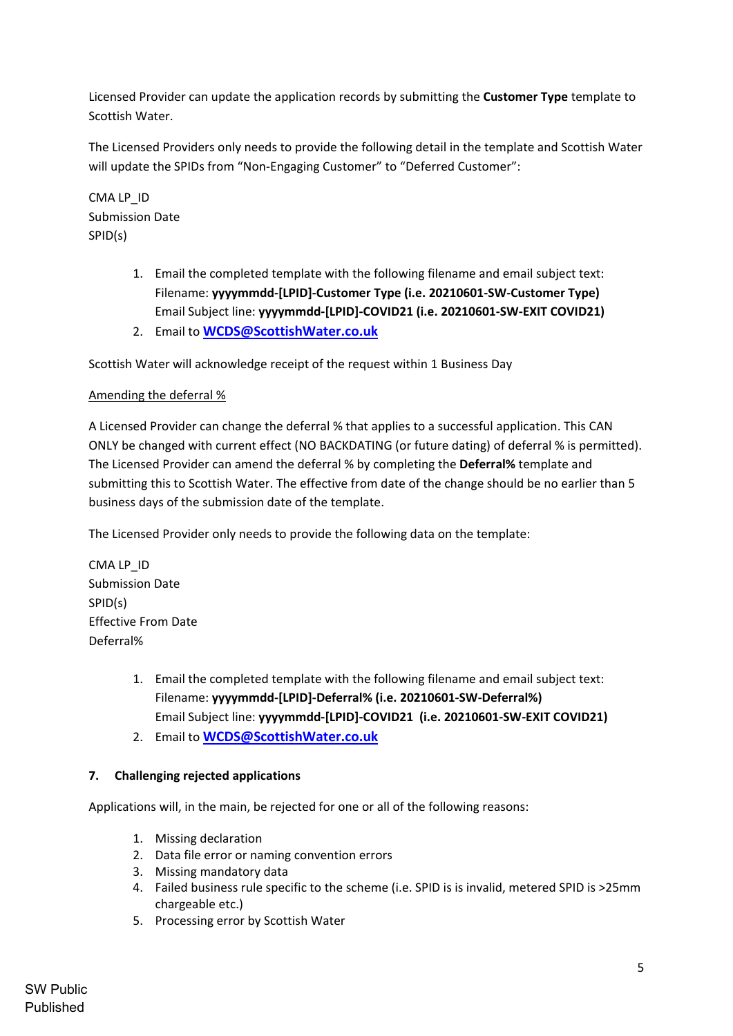Licensed Provider can update the application records by submitting the **Customer Type** template to Scottish Water.

The Licensed Providers only needs to provide the following detail in the template and Scottish Water will update the SPIDs from "Non-Engaging Customer" to "Deferred Customer":

CMA LP_ID
Submission Date
SPID(s)

1. Email the completed template with the following filename and email subject text:
   Filename: **yyyymmdd-[LPID]-Customer Type (i.e. 20210601-SW-Customer Type)**
   Email Subject line: **yyyymmdd-[LPID]-COVID21 (i.e. 20210601-SW-EXIT COVID21)**
2. Email to **WCDS@ScottishWater.co.uk**

Scottish Water will acknowledge receipt of the request within 1 Business Day

Amending the deferral %

A Licensed Provider can change the deferral % that applies to a successful application. This CAN ONLY be changed with current effect (NO BACKDATING (or future dating) of deferral % is permitted). The Licensed Provider can amend the deferral % by completing the **Deferral%** template and submitting this to Scottish Water. The effective from date of the change should be no earlier than 5 business days of the submission date of the template.

The Licensed Provider only needs to provide the following data on the template:

CMA LP_ID
Submission Date
SPID(s)
Effective From Date
Deferral%

1. Email the completed template with the following filename and email subject text:
   Filename: **yyyymmdd-[LPID]-Deferral% (i.e. 20210601-SW-Deferral%)**
   Email Subject line: **yyyymmdd-[LPID]-COVID21 (i.e. 20210601-SW-EXIT COVID21)**
2. Email to **WCDS@ScottishWater.co.uk**

## 7. Challenging rejected applications

Applications will, in the main, be rejected for one or all of the following reasons:

1. Missing declaration
2. Data file error or naming convention errors
3. Missing mandatory data
4. Failed business rule specific to the scheme (i.e. SPID is is invalid, metered SPID is >25mm chargeable etc.)
5. Processing error by Scottish Water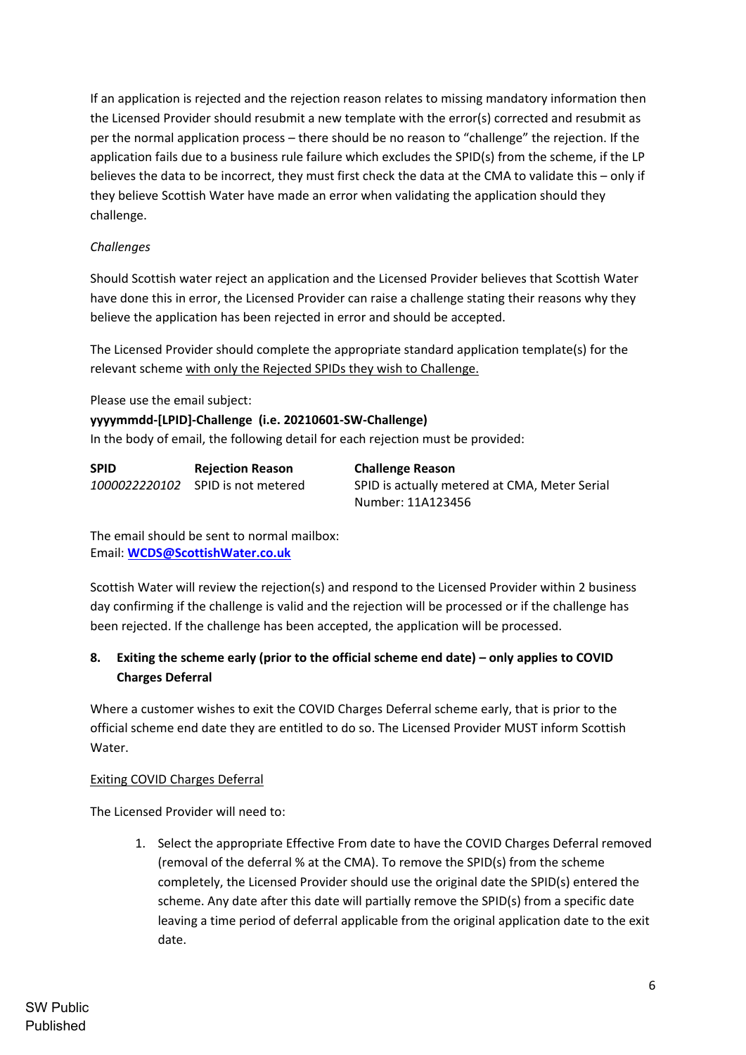If an application is rejected and the rejection reason relates to missing mandatory information then the Licensed Provider should resubmit a new template with the error(s) corrected and resubmit as per the normal application process – there should be no reason to "challenge" the rejection. If the application fails due to a business rule failure which excludes the SPID(s) from the scheme, if the LP believes the data to be incorrect, they must first check the data at the CMA to validate this – only if they believe Scottish Water have made an error when validating the application should they challenge.

*Challenges*

Should Scottish water reject an application and the Licensed Provider believes that Scottish Water have done this in error, the Licensed Provider can raise a challenge stating their reasons why they believe the application has been rejected in error and should be accepted.

The Licensed Provider should complete the appropriate standard application template(s) for the relevant scheme <u>with only the Rejected SPIDs they wish to Challenge.</u>

Please use the email subject:

**yyyymmdd-[LPID]-Challenge (i.e. 20210601-SW-Challenge)**

In the body of email, the following detail for each rejection must be provided:

| SPID | Rejection Reason | Challenge Reason |
|---|---|---|
| *1000022220102* | SPID is not metered | SPID is actually metered at CMA, Meter Serial Number: 11A123456 |

The email should be sent to normal mailbox:
Email: **WCDS@ScottishWater.co.uk**

Scottish Water will review the rejection(s) and respond to the Licensed Provider within 2 business day confirming if the challenge is valid and the rejection will be processed or if the challenge has been rejected. If the challenge has been accepted, the application will be processed.

## 8. Exiting the scheme early (prior to the official scheme end date) – only applies to COVID Charges Deferral

Where a customer wishes to exit the COVID Charges Deferral scheme early, that is prior to the official scheme end date they are entitled to do so. The Licensed Provider MUST inform Scottish Water.

<u>Exiting COVID Charges Deferral</u>

The Licensed Provider will need to:

1. Select the appropriate Effective From date to have the COVID Charges Deferral removed (removal of the deferral % at the CMA). To remove the SPID(s) from the scheme completely, the Licensed Provider should use the original date the SPID(s) entered the scheme. Any date after this date will partially remove the SPID(s) from a specific date leaving a time period of deferral applicable from the original application date to the exit date.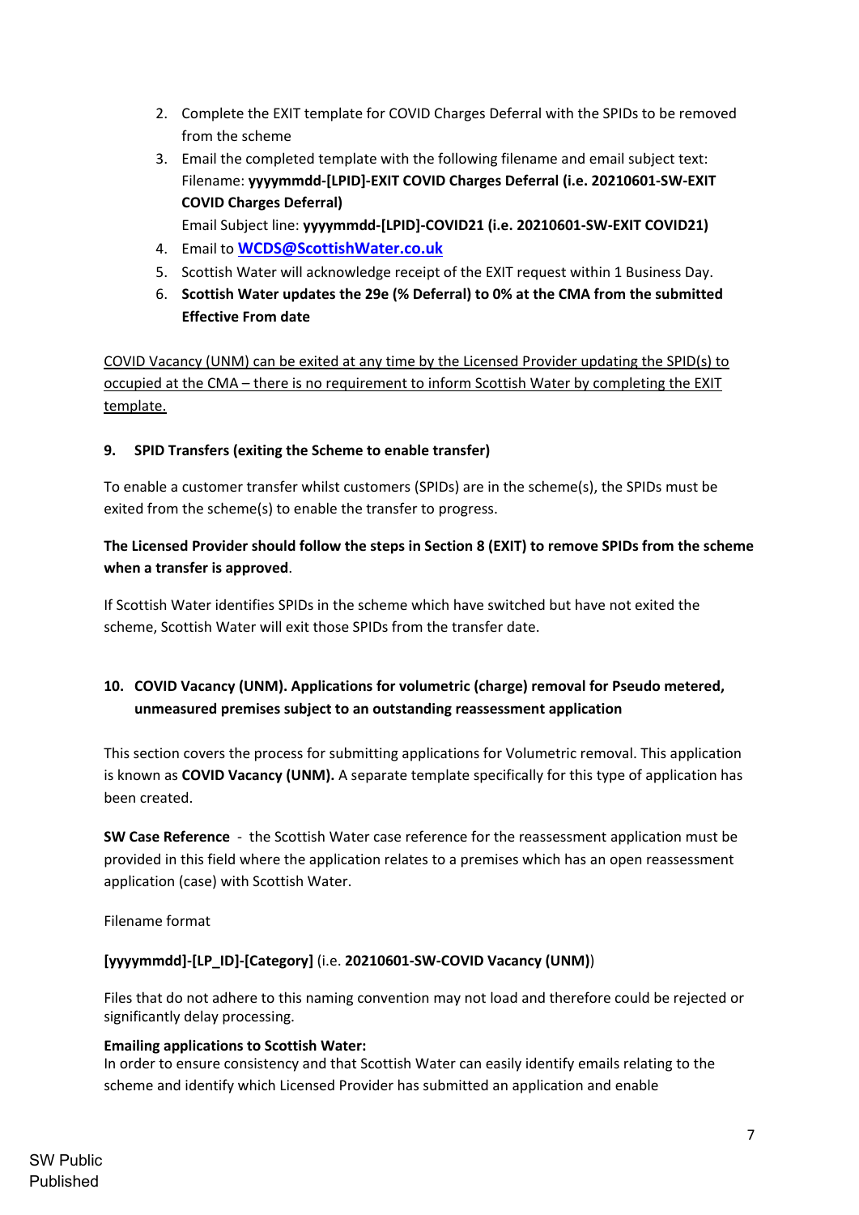2. Complete the EXIT template for COVID Charges Deferral with the SPIDs to be removed from the scheme
3. Email the completed template with the following filename and email subject text:
   Filename: **yyyymmdd-[LPID]-EXIT COVID Charges Deferral (i.e. 20210601-SW-EXIT COVID Charges Deferral)**
   Email Subject line: **yyyymmdd-[LPID]-COVID21 (i.e. 20210601-SW-EXIT COVID21)**
4. Email to **WCDS@ScottishWater.co.uk**
5. Scottish Water will acknowledge receipt of the EXIT request within 1 Business Day.
6. **Scottish Water updates the 29e (% Deferral) to 0% at the CMA from the submitted Effective From date**

COVID Vacancy (UNM) can be exited at any time by the Licensed Provider updating the SPID(s) to occupied at the CMA – there is no requirement to inform Scottish Water by completing the EXIT template.

### 9. SPID Transfers (exiting the Scheme to enable transfer)

To enable a customer transfer whilst customers (SPIDs) are in the scheme(s), the SPIDs must be exited from the scheme(s) to enable the transfer to progress.

**The Licensed Provider should follow the steps in Section 8 (EXIT) to remove SPIDs from the scheme when a transfer is approved**.

If Scottish Water identifies SPIDs in the scheme which have switched but have not exited the scheme, Scottish Water will exit those SPIDs from the transfer date.

### 10. COVID Vacancy (UNM). Applications for volumetric (charge) removal for Pseudo metered, unmeasured premises subject to an outstanding reassessment application

This section covers the process for submitting applications for Volumetric removal. This application is known as **COVID Vacancy (UNM).** A separate template specifically for this type of application has been created.

**SW Case Reference** - the Scottish Water case reference for the reassessment application must be provided in this field where the application relates to a premises which has an open reassessment application (case) with Scottish Water.

Filename format

**[yyyymmdd]-[LP_ID]-[Category]** (i.e. **20210601-SW-COVID Vacancy (UNM)**)

Files that do not adhere to this naming convention may not load and therefore could be rejected or significantly delay processing.

**Emailing applications to Scottish Water:**
In order to ensure consistency and that Scottish Water can easily identify emails relating to the scheme and identify which Licensed Provider has submitted an application and enable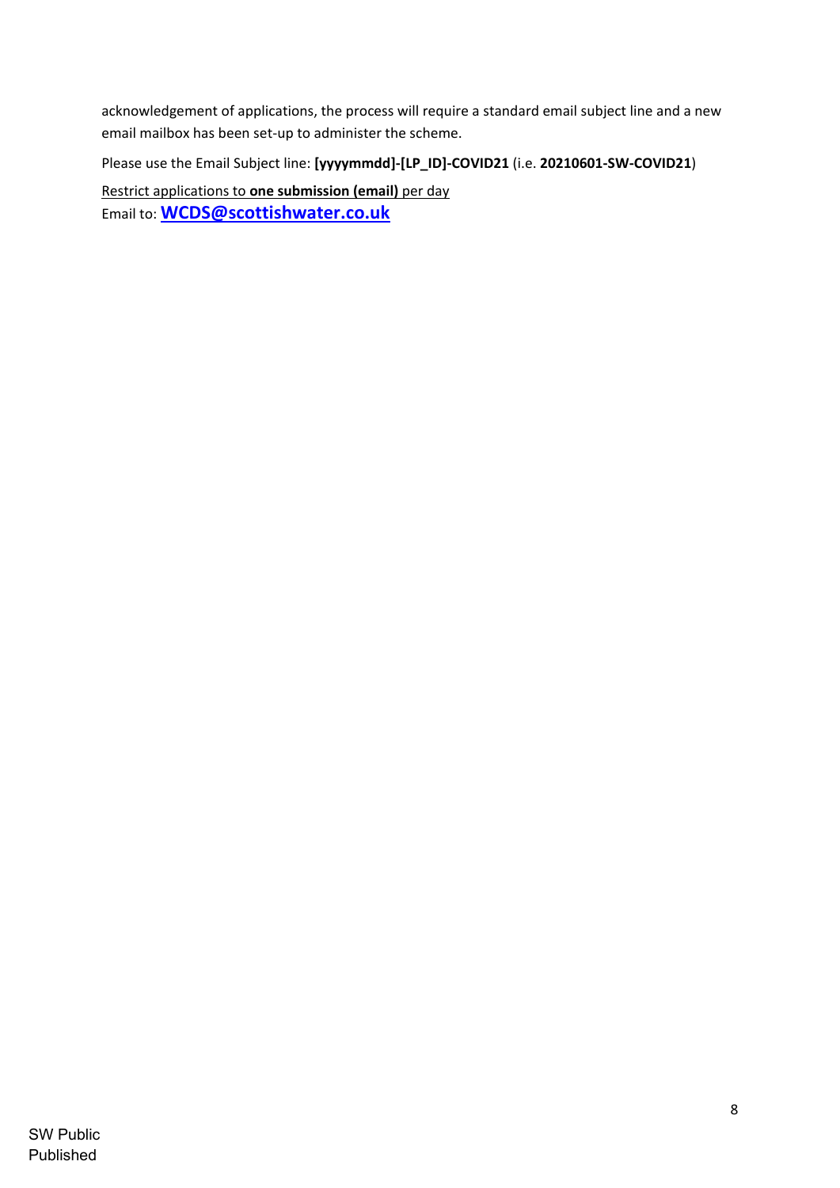acknowledgement of applications, the process will require a standard email subject line and a new email mailbox has been set-up to administer the scheme.

Please use the Email Subject line: **[yyyymmdd]-[LP_ID]-COVID21** (i.e. **20210601-SW-COVID21**)

Restrict applications to **one submission (email)** per day
Email to: **WCDS@scottishwater.co.uk**